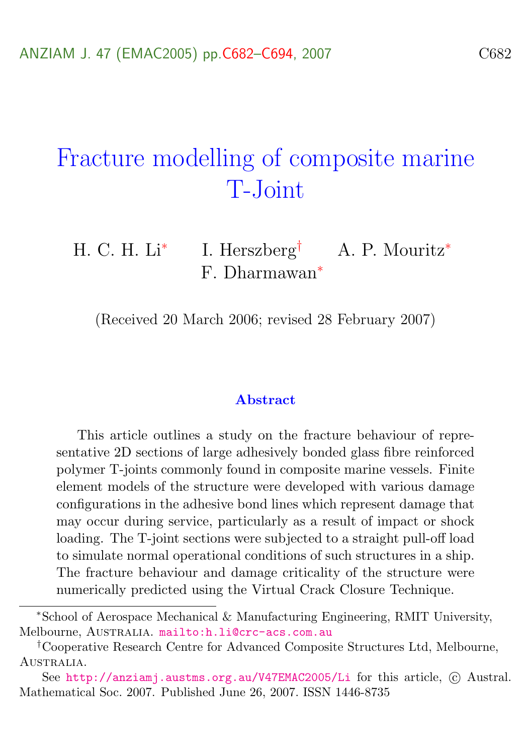# Fracture modelling of composite marine T-Joint

H. C. H. Li[*] I. Herszberg[†] A. P. Mouritz[*] F. Dharmawan[*]

(Received 20 March 2006; revised 28 February 2007)

## Abstract

This article outlines a study on the fracture behaviour of representative 2D sections of large adhesively bonded glass fibre reinforced polymer T-joints commonly found in composite marine vessels. Finite element models of the structure were developed with various damage configurations in the adhesive bond lines which represent damage that may occur during service, particularly as a result of impact or shock loading. The T-joint sections were subjected to a straight pull-off load to simulate normal operational conditions of such structures in a ship. The fracture behaviour and damage criticality of the structure were numerically predicted using the Virtual Crack Closure Technique.

---

[*] School of Aerospace Mechanical & Manufacturing Engineering, RMIT University, Melbourne, Australia. mailto:h.li@crc-acs.com.au

[†] Cooperative Research Centre for Advanced Composite Structures Ltd, Melbourne, Australia.

See http://anziamj.austms.org.au/V47EMAC2005/Li for this article, © Austral. Mathematical Soc. 2007. Published June 26, 2007. ISSN 1446-8735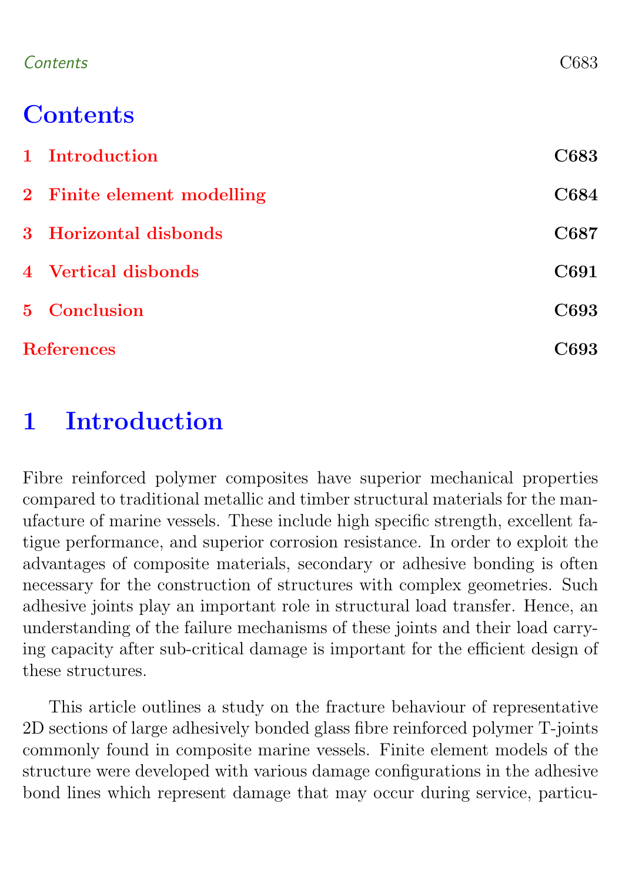# Contents

1 Introduction C683

2 Finite element modelling C684

3 Horizontal disbonds C687

4 Vertical disbonds C691

5 Conclusion C693

References C693

# 1 Introduction

Fibre reinforced polymer composites have superior mechanical properties compared to traditional metallic and timber structural materials for the manufacture of marine vessels. These include high specific strength, excellent fatigue performance, and superior corrosion resistance. In order to exploit the advantages of composite materials, secondary or adhesive bonding is often necessary for the construction of structures with complex geometries. Such adhesive joints play an important role in structural load transfer. Hence, an understanding of the failure mechanisms of these joints and their load carrying capacity after sub-critical damage is important for the efficient design of these structures.

This article outlines a study on the fracture behaviour of representative 2D sections of large adhesively bonded glass fibre reinforced polymer T-joints commonly found in composite marine vessels. Finite element models of the structure were developed with various damage configurations in the adhesive bond lines which represent damage that may occur during service, particu-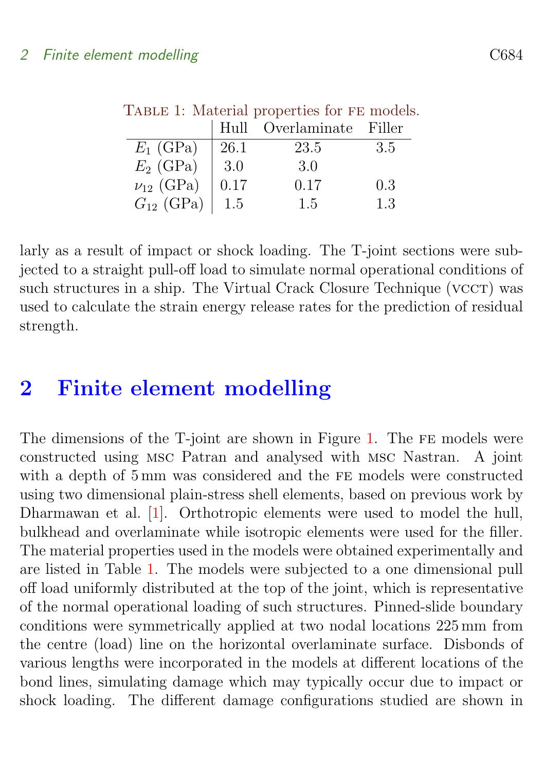Table 1: Material properties for FE models.

| | Hull | Overlaminate | Filler |
|---|---|---|---|
| $E_1$ (GPa) | 26.1 | 23.5 | 3.5 |
| $E_2$ (GPa) | 3.0 | 3.0 | |
| $\nu_{12}$ (GPa) | 0.17 | 0.17 | 0.3 |
| $G_{12}$ (GPa) | 1.5 | 1.5 | 1.3 |

larly as a result of impact or shock loading. The T-joint sections were subjected to a straight pull-off load to simulate normal operational conditions of such structures in a ship. The Virtual Crack Closure Technique (VCCT) was used to calculate the strain energy release rates for the prediction of residual strength.

## 2 Finite element modelling

The dimensions of the T-joint are shown in Figure 1. The FE models were constructed using MSC Patran and analysed with MSC Nastran. A joint with a depth of 5 mm was considered and the FE models were constructed using two dimensional plain-stress shell elements, based on previous work by Dharmawan et al. [1]. Orthotropic elements were used to model the hull, bulkhead and overlaminate while isotropic elements were used for the filler. The material properties used in the models were obtained experimentally and are listed in Table 1. The models were subjected to a one dimensional pull off load uniformly distributed at the top of the joint, which is representative of the normal operational loading of such structures. Pinned-slide boundary conditions were symmetrically applied at two nodal locations 225 mm from the centre (load) line on the horizontal overlaminate surface. Disbonds of various lengths were incorporated in the models at different locations of the bond lines, simulating damage which may typically occur due to impact or shock loading. The different damage configurations studied are shown in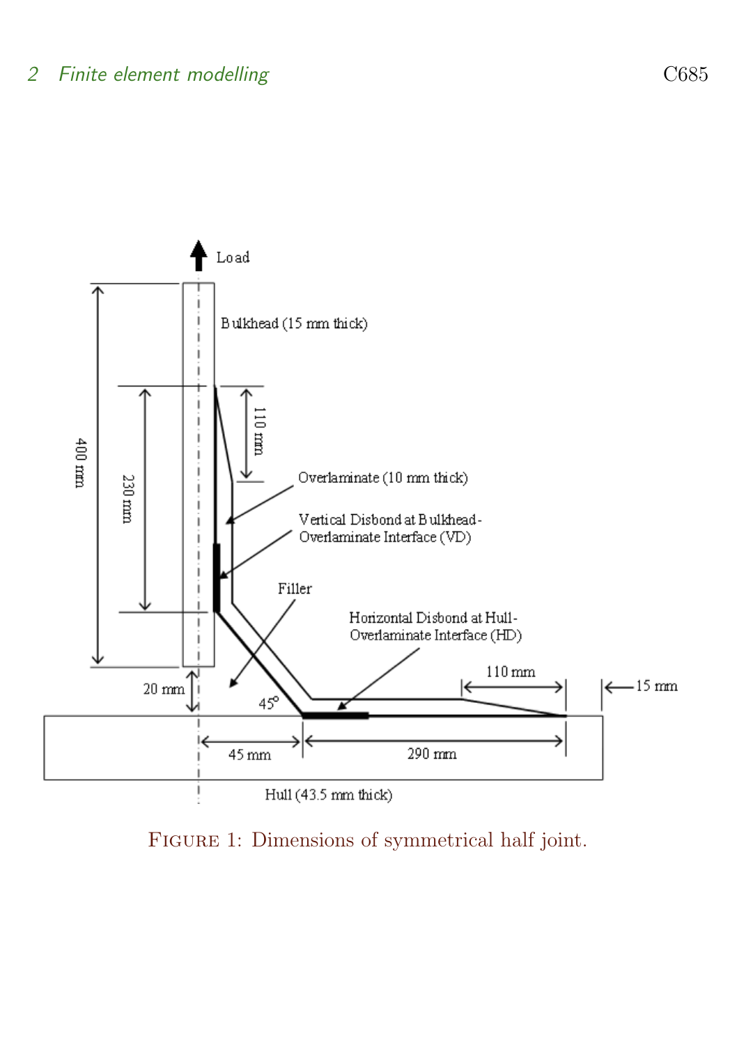Load

Bulkhead (15 mm thick)

400 mm

230 mm

110 mm

Overlaminate (10 mm thick)

Vertical Disbond at Bulkhead-Overlaminate Interface (VD)

Filler

Horizontal Disbond at Hull-Overlaminate Interface (HD)

110 mm

15 mm

20 mm

45°

45 mm

290 mm

Hull (43.5 mm thick)

Figure 1: Dimensions of symmetrical half joint.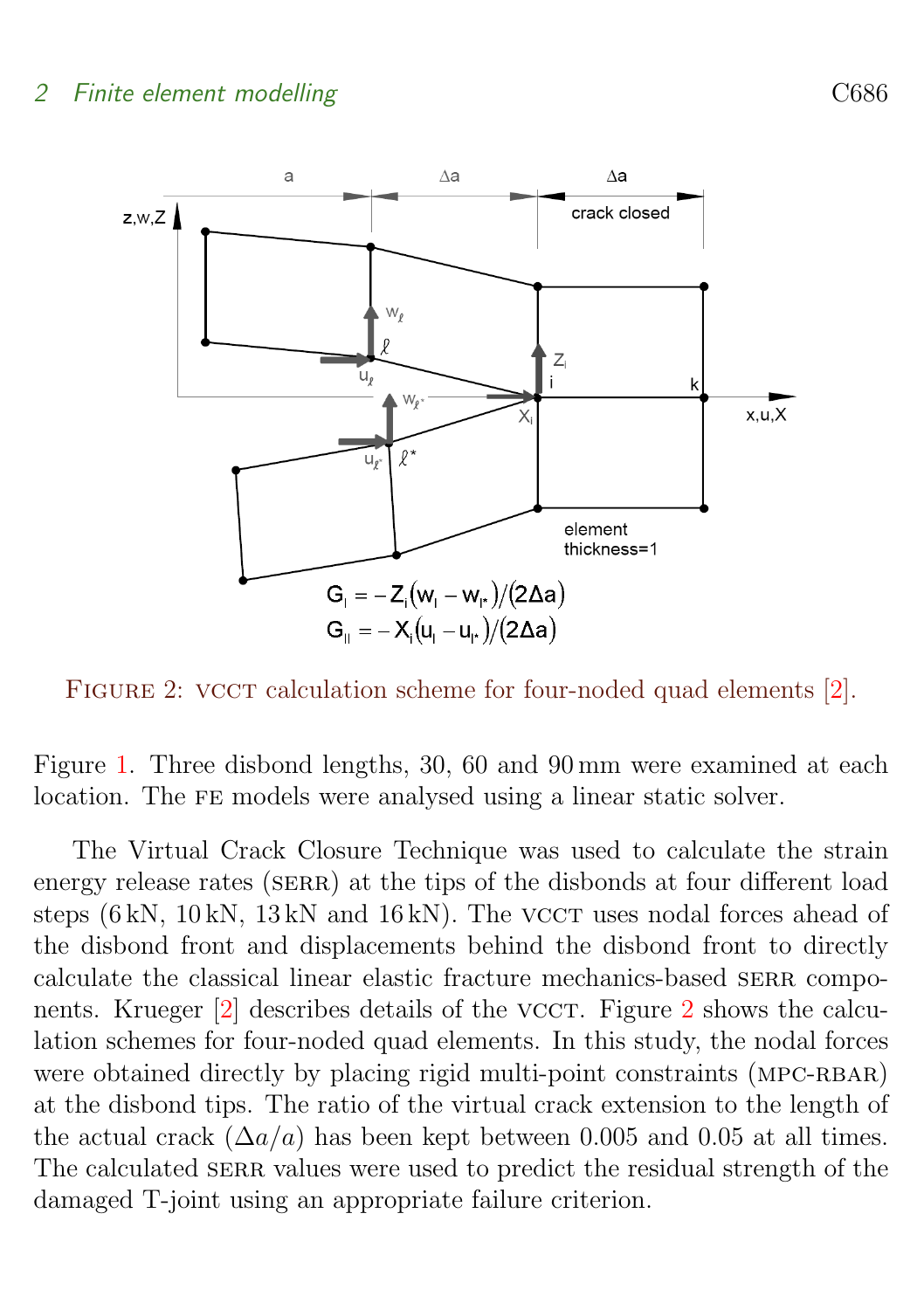Figure 1. Three disbond lengths, 30, 60 and 90 mm were examined at each location. The FE models were analysed using a linear static solver.

The Virtual Crack Closure Technique was used to calculate the strain energy release rates (SERR) at the tips of the disbonds at four different load steps (6 kN, 10 kN, 13 kN and 16 kN). The VCCT uses nodal forces ahead of the disbond front and displacements behind the disbond front to directly calculate the classical linear elastic fracture mechanics-based SERR components. Krueger [2] describes details of the VCCT. Figure 2 shows the calculation schemes for four-noded quad elements. In this study, the nodal forces were obtained directly by placing rigid multi-point constraints (MPC-RBAR) at the disbond tips. The ratio of the virtual crack extension to the length of the actual crack ($\Delta a/a$) has been kept between 0.005 and 0.05 at all times. The calculated SERR values were used to predict the residual strength of the damaged T-joint using an appropriate failure criterion.

$$G_I = -Z_i(w_l - w_{l^*})/(2\Delta a)$$
$$G_{II} = -X_i(u_l - u_{l^*})/(2\Delta a)$$

Figure 2: VCCT calculation scheme for four-noded quad elements [2].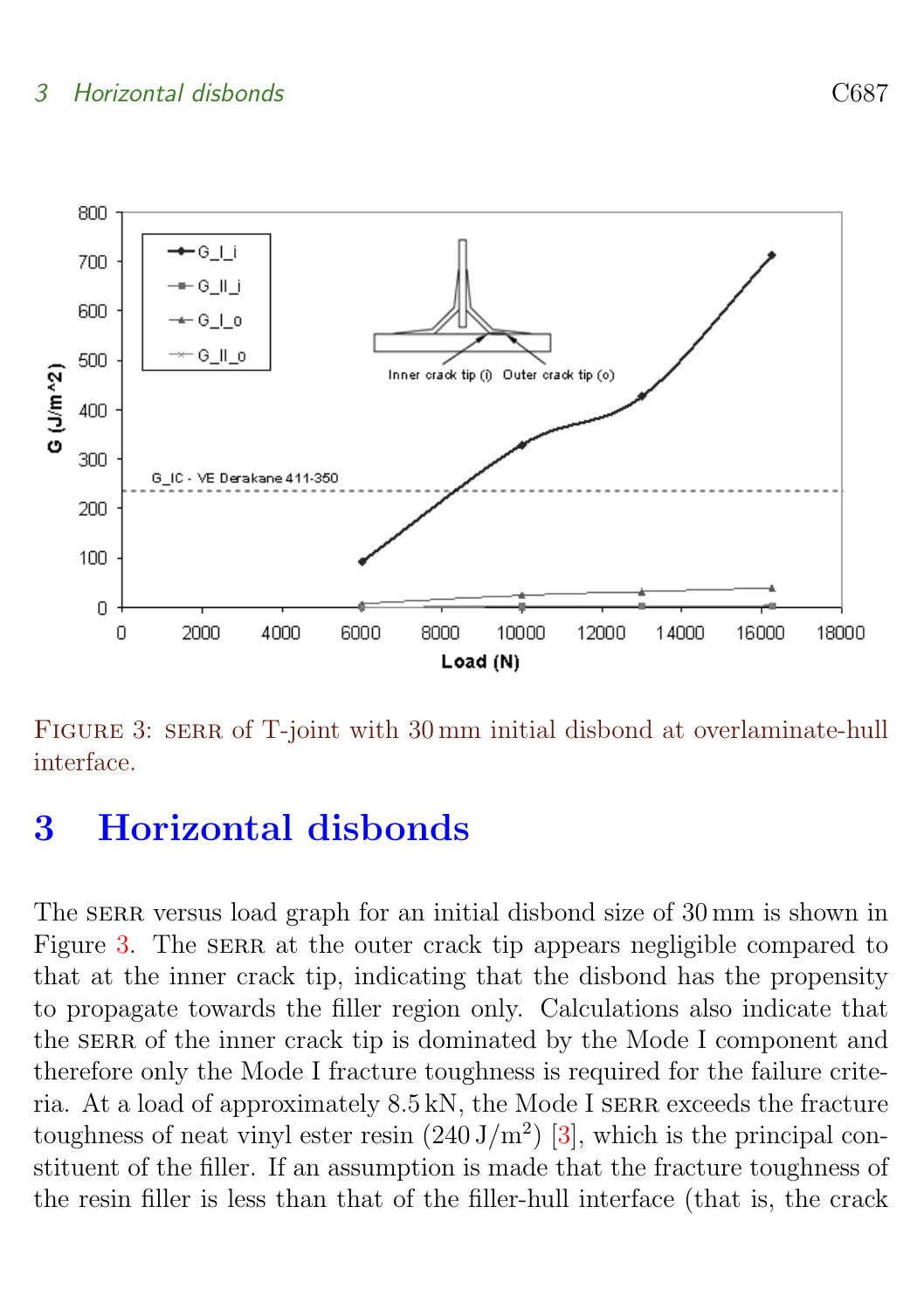FIGURE 3: SERR of T-joint with 30 mm initial disbond at overlaminate-hull interface.

# 3 Horizontal disbonds

The SERR versus load graph for an initial disbond size of 30 mm is shown in Figure 3. The SERR at the outer crack tip appears negligible compared to that at the inner crack tip, indicating that the disbond has the propensity to propagate towards the filler region only. Calculations also indicate that the SERR of the inner crack tip is dominated by the Mode I component and therefore only the Mode I fracture toughness is required for the failure criteria. At a load of approximately 8.5 kN, the Mode I SERR exceeds the fracture toughness of neat vinyl ester resin (240 J/m$^2$) [3], which is the principal constituent of the filler. If an assumption is made that the fracture toughness of the resin filler is less than that of the filler-hull interface (that is, the crack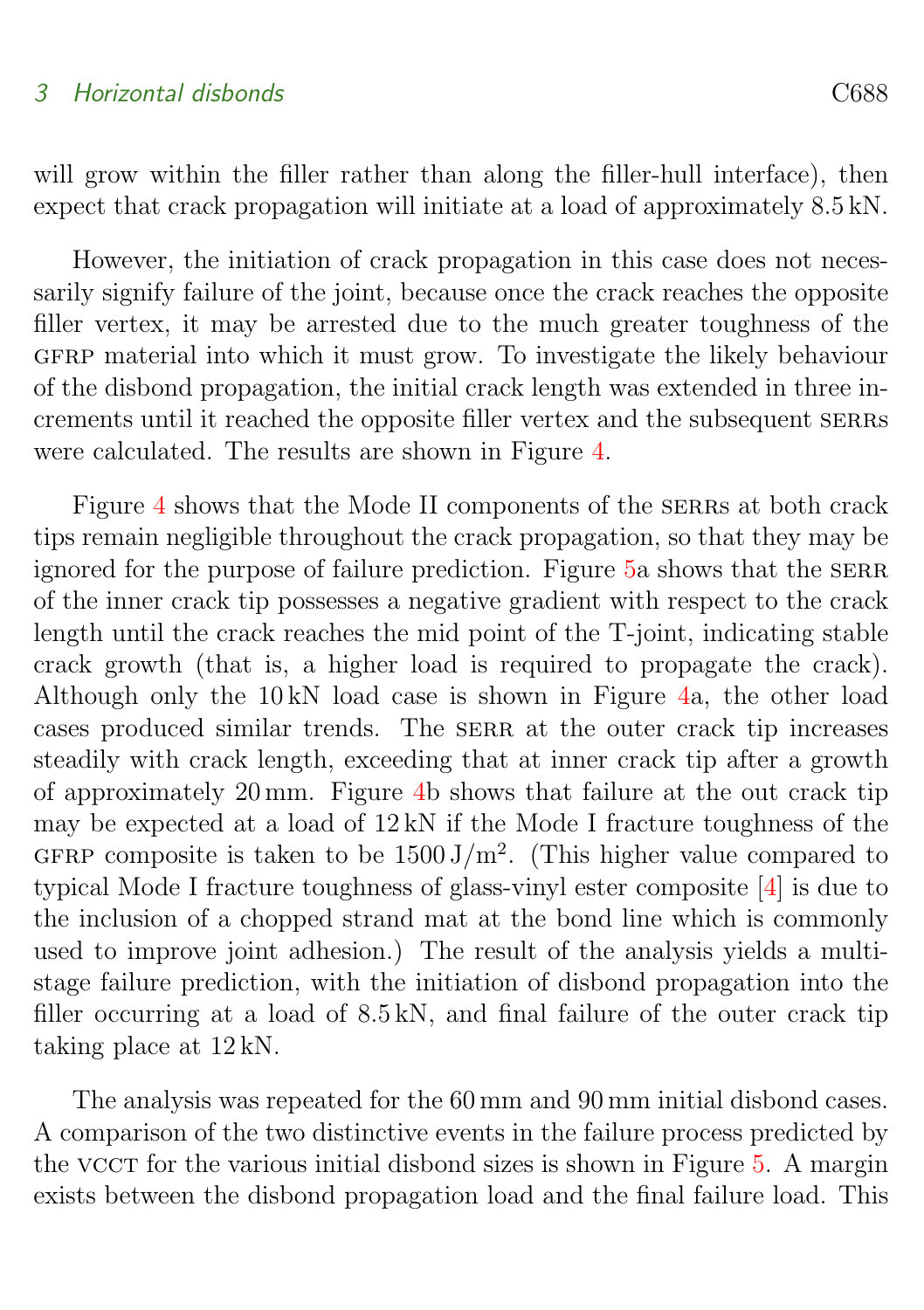will grow within the filler rather than along the filler-hull interface), then expect that crack propagation will initiate at a load of approximately 8.5 kN.

However, the initiation of crack propagation in this case does not necessarily signify failure of the joint, because once the crack reaches the opposite filler vertex, it may be arrested due to the much greater toughness of the GFRP material into which it must grow. To investigate the likely behaviour of the disbond propagation, the initial crack length was extended in three increments until it reached the opposite filler vertex and the subsequent SERRs were calculated. The results are shown in Figure 4.

Figure 4 shows that the Mode II components of the SERRs at both crack tips remain negligible throughout the crack propagation, so that they may be ignored for the purpose of failure prediction. Figure 5a shows that the SERR of the inner crack tip possesses a negative gradient with respect to the crack length until the crack reaches the mid point of the T-joint, indicating stable crack growth (that is, a higher load is required to propagate the crack). Although only the 10 kN load case is shown in Figure 4a, the other load cases produced similar trends. The SERR at the outer crack tip increases steadily with crack length, exceeding that at inner crack tip after a growth of approximately 20 mm. Figure 4b shows that failure at the out crack tip may be expected at a load of 12 kN if the Mode I fracture toughness of the GFRP composite is taken to be 1500 J/m$^2$. (This higher value compared to typical Mode I fracture toughness of glass-vinyl ester composite [4] is due to the inclusion of a chopped strand mat at the bond line which is commonly used to improve joint adhesion.) The result of the analysis yields a multi-stage failure prediction, with the initiation of disbond propagation into the filler occurring at a load of 8.5 kN, and final failure of the outer crack tip taking place at 12 kN.

The analysis was repeated for the 60 mm and 90 mm initial disbond cases. A comparison of the two distinctive events in the failure process predicted by the VCCT for the various initial disbond sizes is shown in Figure 5. A margin exists between the disbond propagation load and the final failure load. This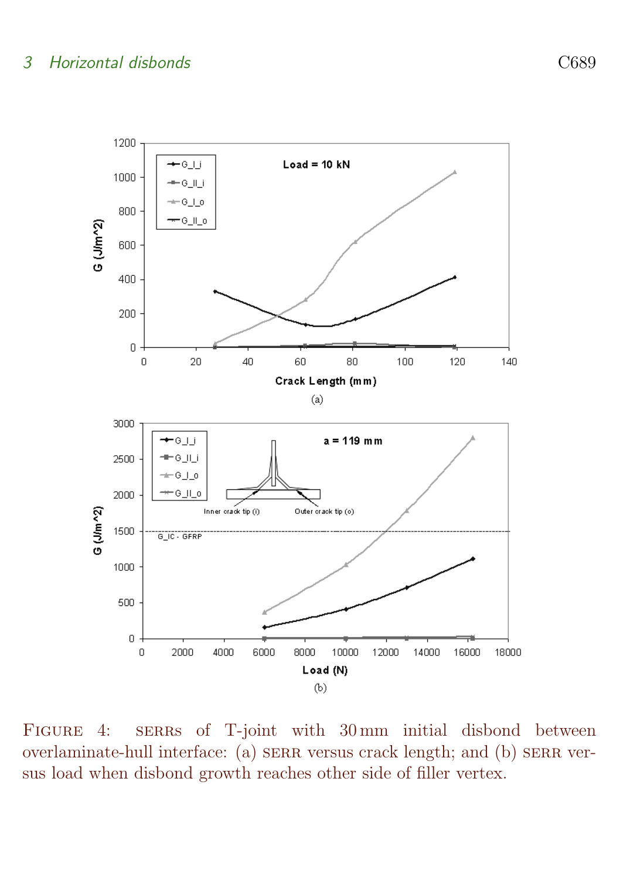Figure 4: SERRs of T-joint with 30 mm initial disbond between overlaminate-hull interface: (a) SERR versus crack length; and (b) SERR versus load when disbond growth reaches other side of filler vertex.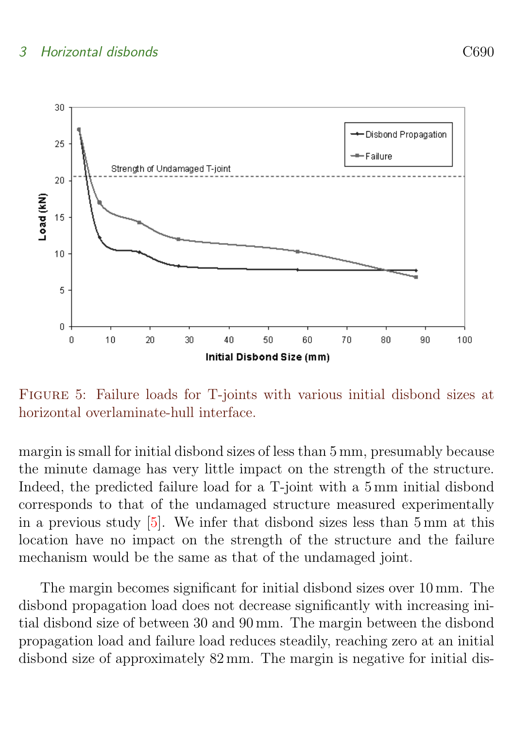Figure 5: Failure loads for T-joints with various initial disbond sizes at horizontal overlaminate-hull interface.

margin is small for initial disbond sizes of less than 5 mm, presumably because the minute damage has very little impact on the strength of the structure. Indeed, the predicted failure load for a T-joint with a 5 mm initial disbond corresponds to that of the undamaged structure measured experimentally in a previous study [5]. We infer that disbond sizes less than 5 mm at this location have no impact on the strength of the structure and the failure mechanism would be the same as that of the undamaged joint.

The margin becomes significant for initial disbond sizes over 10 mm. The disbond propagation load does not decrease significantly with increasing initial disbond size of between 30 and 90 mm. The margin between the disbond propagation load and failure load reduces steadily, reaching zero at an initial disbond size of approximately 82 mm. The margin is negative for initial dis-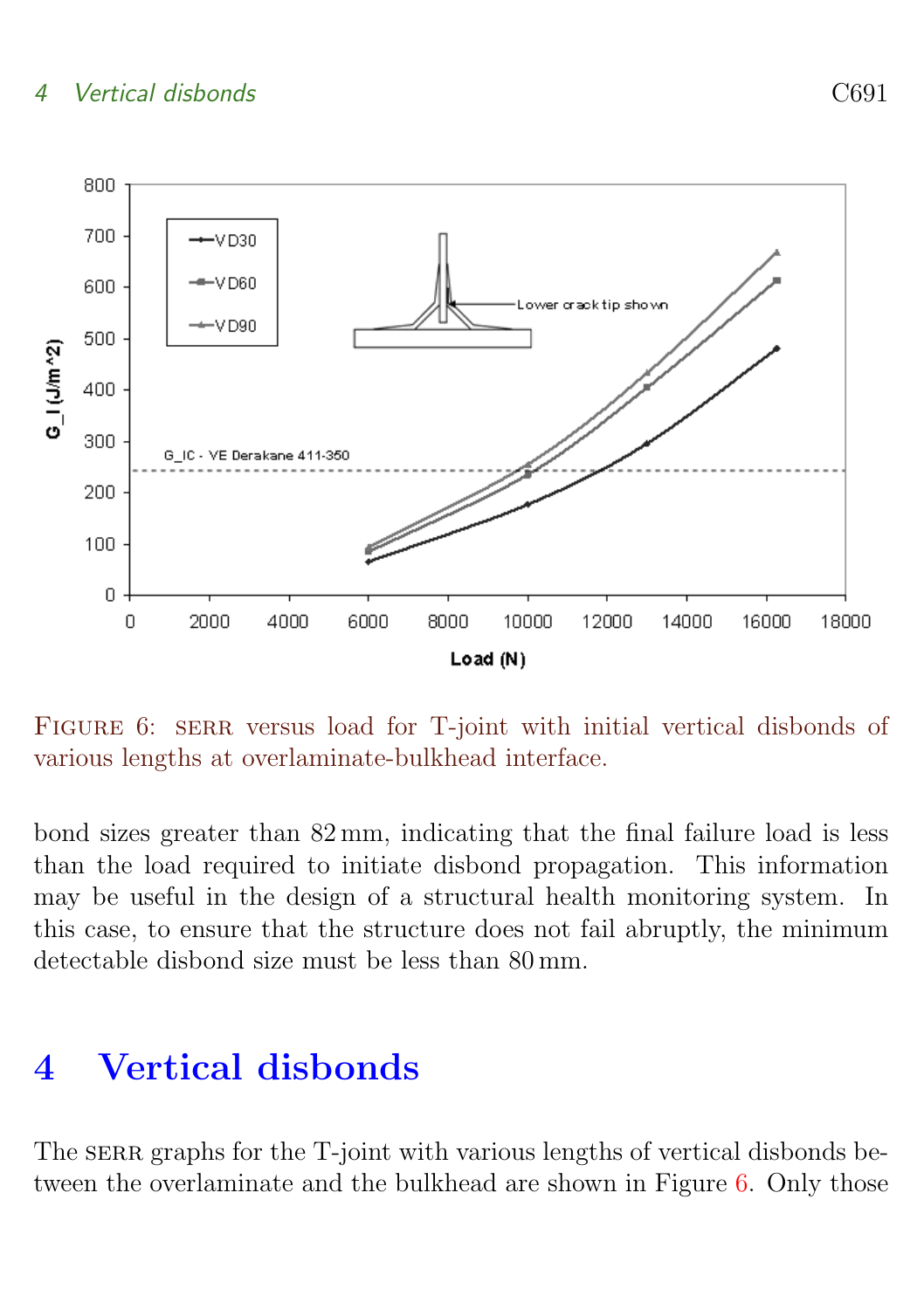Figure 6: SERR versus load for T-joint with initial vertical disbonds of various lengths at overlaminate-bulkhead interface.

bond sizes greater than 82 mm, indicating that the final failure load is less than the load required to initiate disbond propagation. This information may be useful in the design of a structural health monitoring system. In this case, to ensure that the structure does not fail abruptly, the minimum detectable disbond size must be less than 80 mm.

# 4 Vertical disbonds

The SERR graphs for the T-joint with various lengths of vertical disbonds between the overlaminate and the bulkhead are shown in Figure 6. Only those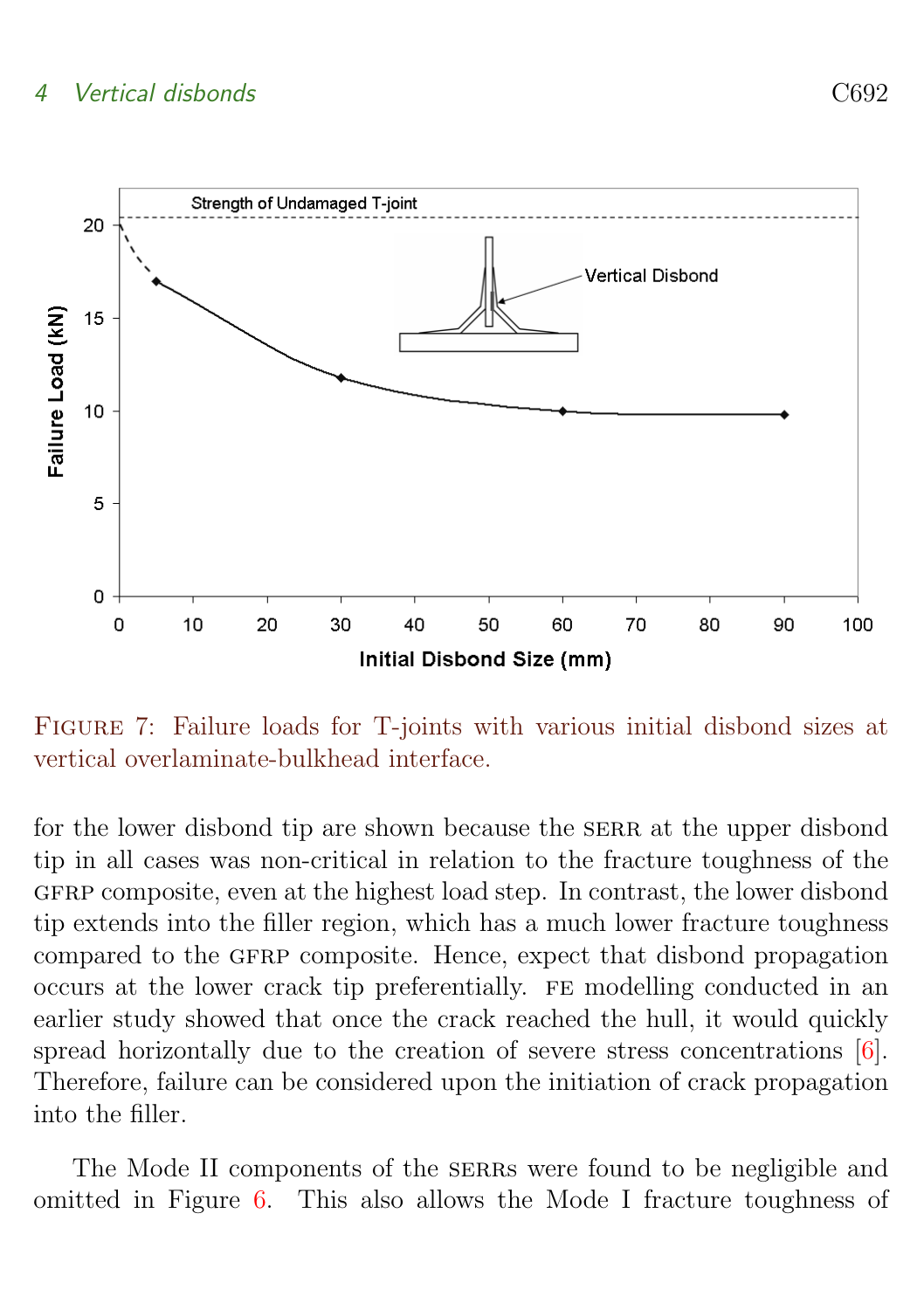Figure 7: Failure loads for T-joints with various initial disbond sizes at vertical overlaminate-bulkhead interface.

for the lower disbond tip are shown because the SERR at the upper disbond tip in all cases was non-critical in relation to the fracture toughness of the GFRP composite, even at the highest load step. In contrast, the lower disbond tip extends into the filler region, which has a much lower fracture toughness compared to the GFRP composite. Hence, expect that disbond propagation occurs at the lower crack tip preferentially. FE modelling conducted in an earlier study showed that once the crack reached the hull, it would quickly spread horizontally due to the creation of severe stress concentrations [6]. Therefore, failure can be considered upon the initiation of crack propagation into the filler.

The Mode II components of the SERRs were found to be negligible and omitted in Figure 6. This also allows the Mode I fracture toughness of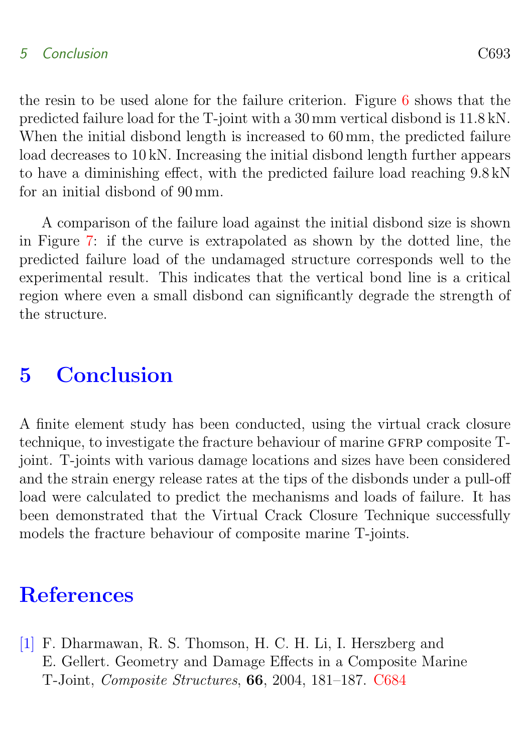the resin to be used alone for the failure criterion. Figure 6 shows that the predicted failure load for the T-joint with a 30 mm vertical disbond is 11.8 kN. When the initial disbond length is increased to 60 mm, the predicted failure load decreases to 10 kN. Increasing the initial disbond length further appears to have a diminishing effect, with the predicted failure load reaching 9.8 kN for an initial disbond of 90 mm.

A comparison of the failure load against the initial disbond size is shown in Figure 7: if the curve is extrapolated as shown by the dotted line, the predicted failure load of the undamaged structure corresponds well to the experimental result. This indicates that the vertical bond line is a critical region where even a small disbond can significantly degrade the strength of the structure.

# 5 Conclusion

A finite element study has been conducted, using the virtual crack closure technique, to investigate the fracture behaviour of marine GFRP composite T-joint. T-joints with various damage locations and sizes have been considered and the strain energy release rates at the tips of the disbonds under a pull-off load were calculated to predict the mechanisms and loads of failure. It has been demonstrated that the Virtual Crack Closure Technique successfully models the fracture behaviour of composite marine T-joints.

# References

[1] F. Dharmawan, R. S. Thomson, H. C. H. Li, I. Herszberg and E. Gellert. Geometry and Damage Effects in a Composite Marine T-Joint, *Composite Structures*, **66**, 2004, 181–187. C684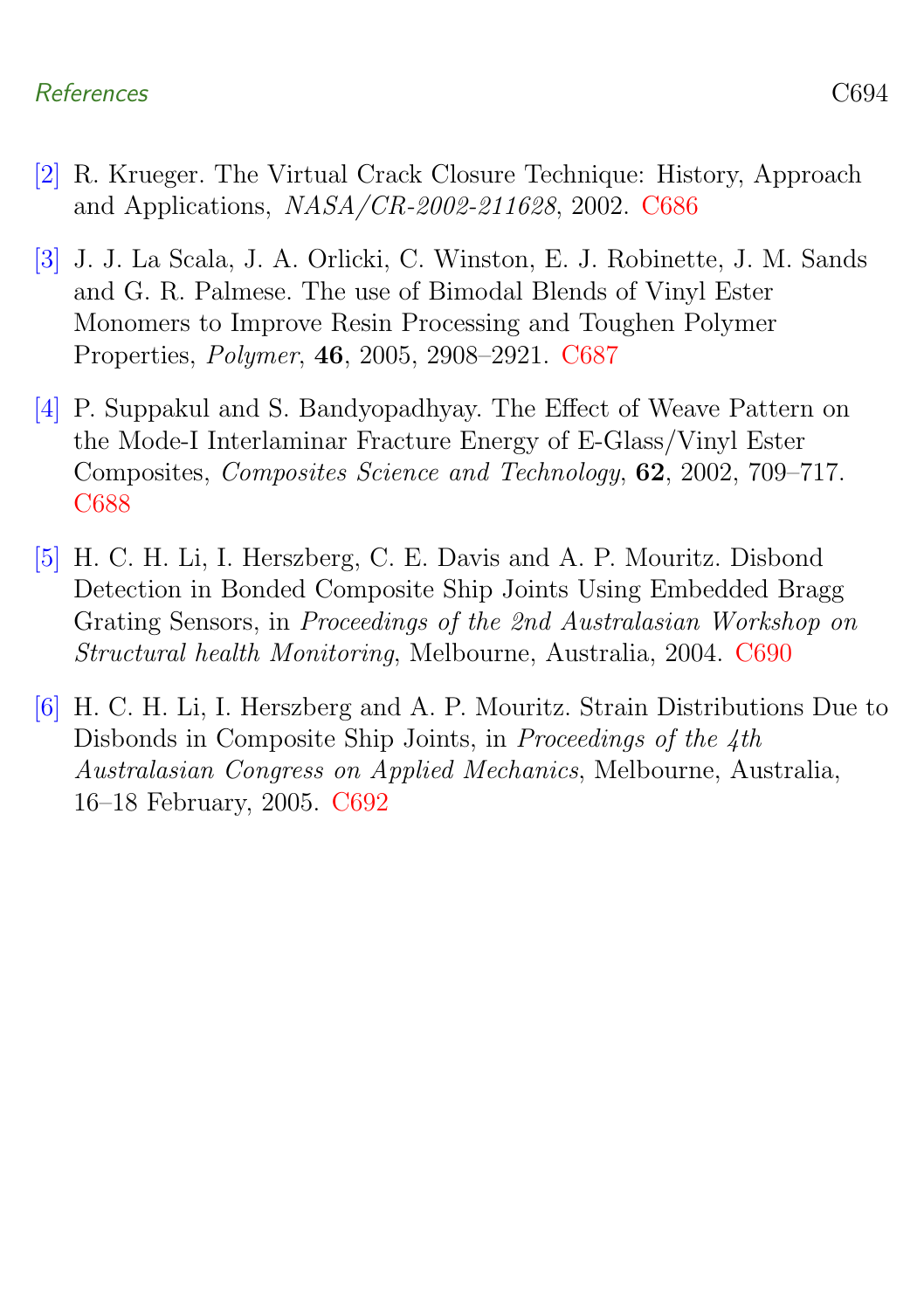[2] R. Krueger. The Virtual Crack Closure Technique: History, Approach and Applications, *NASA/CR-2002-211628*, 2002. C686

[3] J. J. La Scala, J. A. Orlicki, C. Winston, E. J. Robinette, J. M. Sands and G. R. Palmese. The use of Bimodal Blends of Vinyl Ester Monomers to Improve Resin Processing and Toughen Polymer Properties, *Polymer*, **46**, 2005, 2908–2921. C687

[4] P. Suppakul and S. Bandyopadhyay. The Effect of Weave Pattern on the Mode-I Interlaminar Fracture Energy of E-Glass/Vinyl Ester Composites, *Composites Science and Technology*, **62**, 2002, 709–717. C688

[5] H. C. H. Li, I. Herszberg, C. E. Davis and A. P. Mouritz. Disbond Detection in Bonded Composite Ship Joints Using Embedded Bragg Grating Sensors, in *Proceedings of the 2nd Australasian Workshop on Structural health Monitoring*, Melbourne, Australia, 2004. C690

[6] H. C. H. Li, I. Herszberg and A. P. Mouritz. Strain Distributions Due to Disbonds in Composite Ship Joints, in *Proceedings of the 4th Australasian Congress on Applied Mechanics*, Melbourne, Australia, 16–18 February, 2005. C692